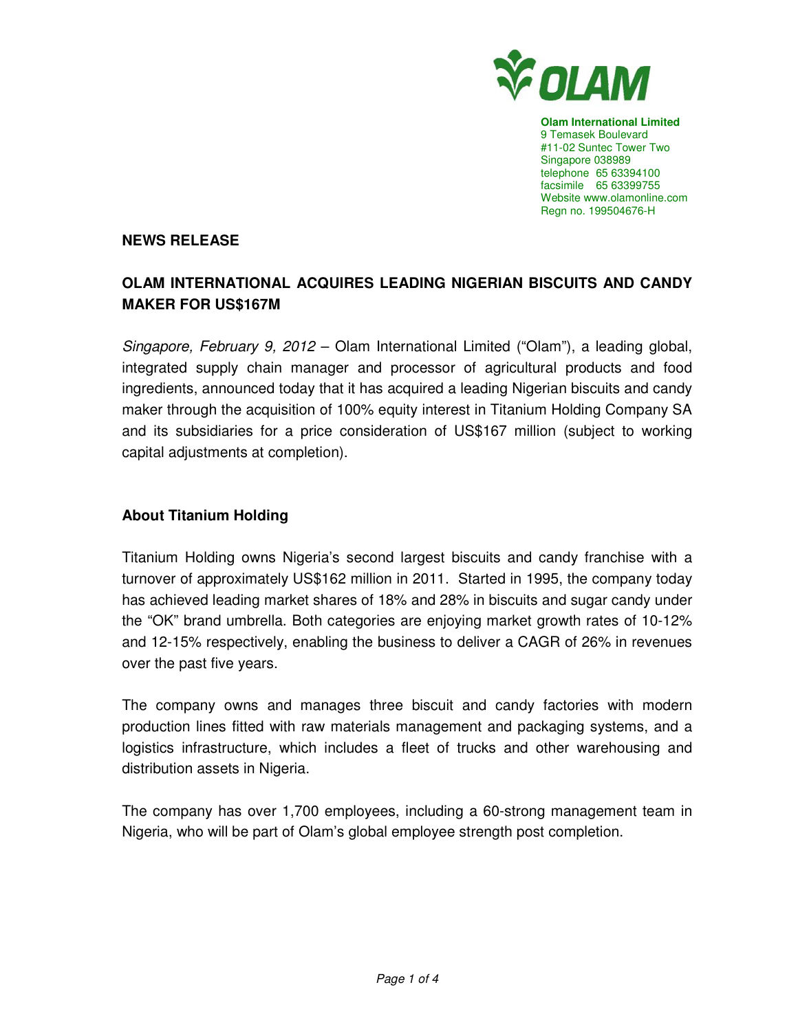**Olam International Limited**
9 Temasek Boulevard
#11-02 Suntec Tower Two
Singapore 038989
telephone 65 63394100
facsimile 65 63399755
Website www.olamonline.com
Regn no. 199504676-H

**NEWS RELEASE**

## OLAM INTERNATIONAL ACQUIRES LEADING NIGERIAN BISCUITS AND CANDY MAKER FOR US$167M

*Singapore, February 9, 2012* – Olam International Limited ("Olam"), a leading global, integrated supply chain manager and processor of agricultural products and food ingredients, announced today that it has acquired a leading Nigerian biscuits and candy maker through the acquisition of 100% equity interest in Titanium Holding Company SA and its subsidiaries for a price consideration of US$167 million (subject to working capital adjustments at completion).

### About Titanium Holding

Titanium Holding owns Nigeria's second largest biscuits and candy franchise with a turnover of approximately US$162 million in 2011. Started in 1995, the company today has achieved leading market shares of 18% and 28% in biscuits and sugar candy under the "OK" brand umbrella. Both categories are enjoying market growth rates of 10-12% and 12-15% respectively, enabling the business to deliver a CAGR of 26% in revenues over the past five years.

The company owns and manages three biscuit and candy factories with modern production lines fitted with raw materials management and packaging systems, and a logistics infrastructure, which includes a fleet of trucks and other warehousing and distribution assets in Nigeria.

The company has over 1,700 employees, including a 60-strong management team in Nigeria, who will be part of Olam's global employee strength post completion.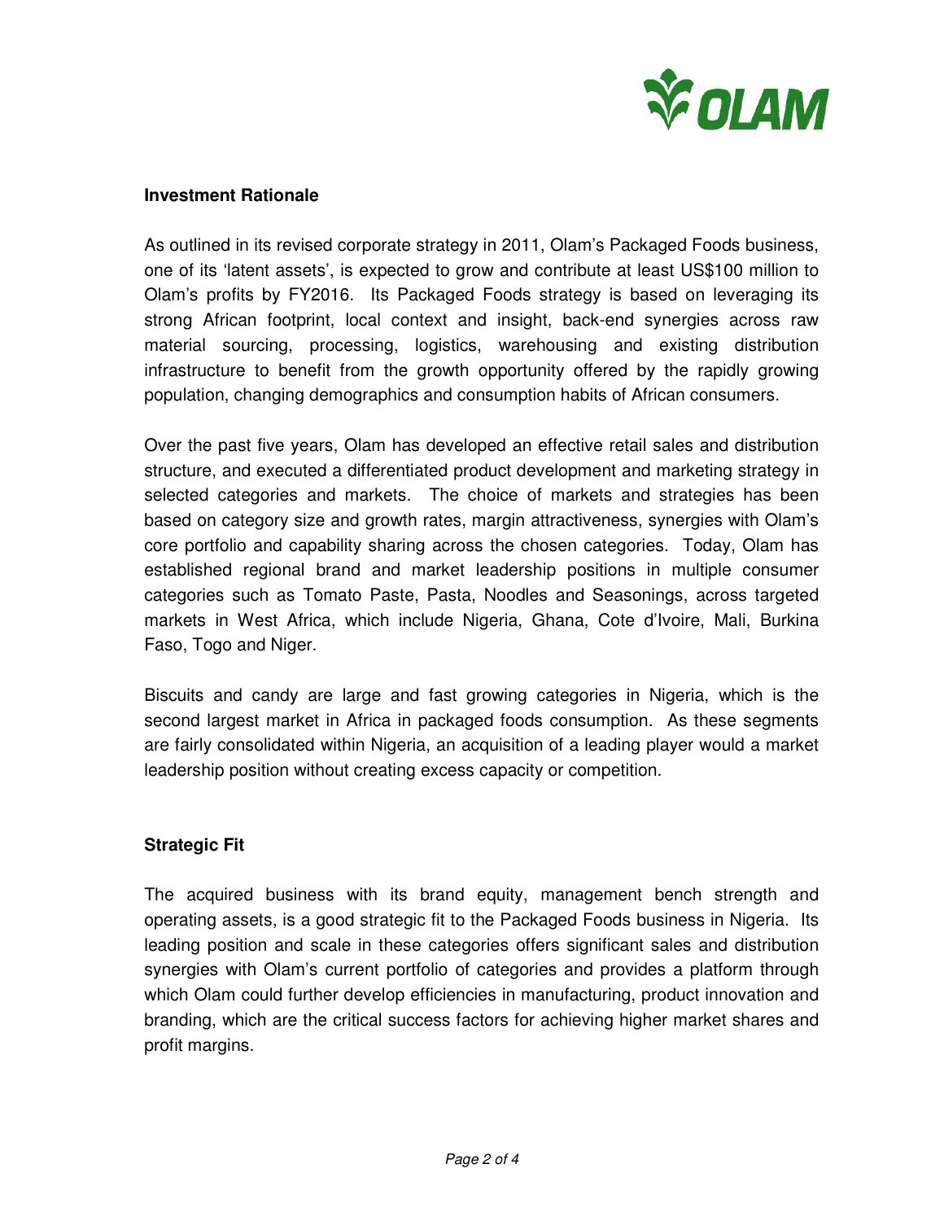## Investment Rationale

As outlined in its revised corporate strategy in 2011, Olam's Packaged Foods business, one of its 'latent assets', is expected to grow and contribute at least US$100 million to Olam's profits by FY2016. Its Packaged Foods strategy is based on leveraging its strong African footprint, local context and insight, back-end synergies across raw material sourcing, processing, logistics, warehousing and existing distribution infrastructure to benefit from the growth opportunity offered by the rapidly growing population, changing demographics and consumption habits of African consumers.

Over the past five years, Olam has developed an effective retail sales and distribution structure, and executed a differentiated product development and marketing strategy in selected categories and markets. The choice of markets and strategies has been based on category size and growth rates, margin attractiveness, synergies with Olam's core portfolio and capability sharing across the chosen categories. Today, Olam has established regional brand and market leadership positions in multiple consumer categories such as Tomato Paste, Pasta, Noodles and Seasonings, across targeted markets in West Africa, which include Nigeria, Ghana, Cote d'Ivoire, Mali, Burkina Faso, Togo and Niger.

Biscuits and candy are large and fast growing categories in Nigeria, which is the second largest market in Africa in packaged foods consumption. As these segments are fairly consolidated within Nigeria, an acquisition of a leading player would a market leadership position without creating excess capacity or competition.

## Strategic Fit

The acquired business with its brand equity, management bench strength and operating assets, is a good strategic fit to the Packaged Foods business in Nigeria. Its leading position and scale in these categories offers significant sales and distribution synergies with Olam's current portfolio of categories and provides a platform through which Olam could further develop efficiencies in manufacturing, product innovation and branding, which are the critical success factors for achieving higher market shares and profit margins.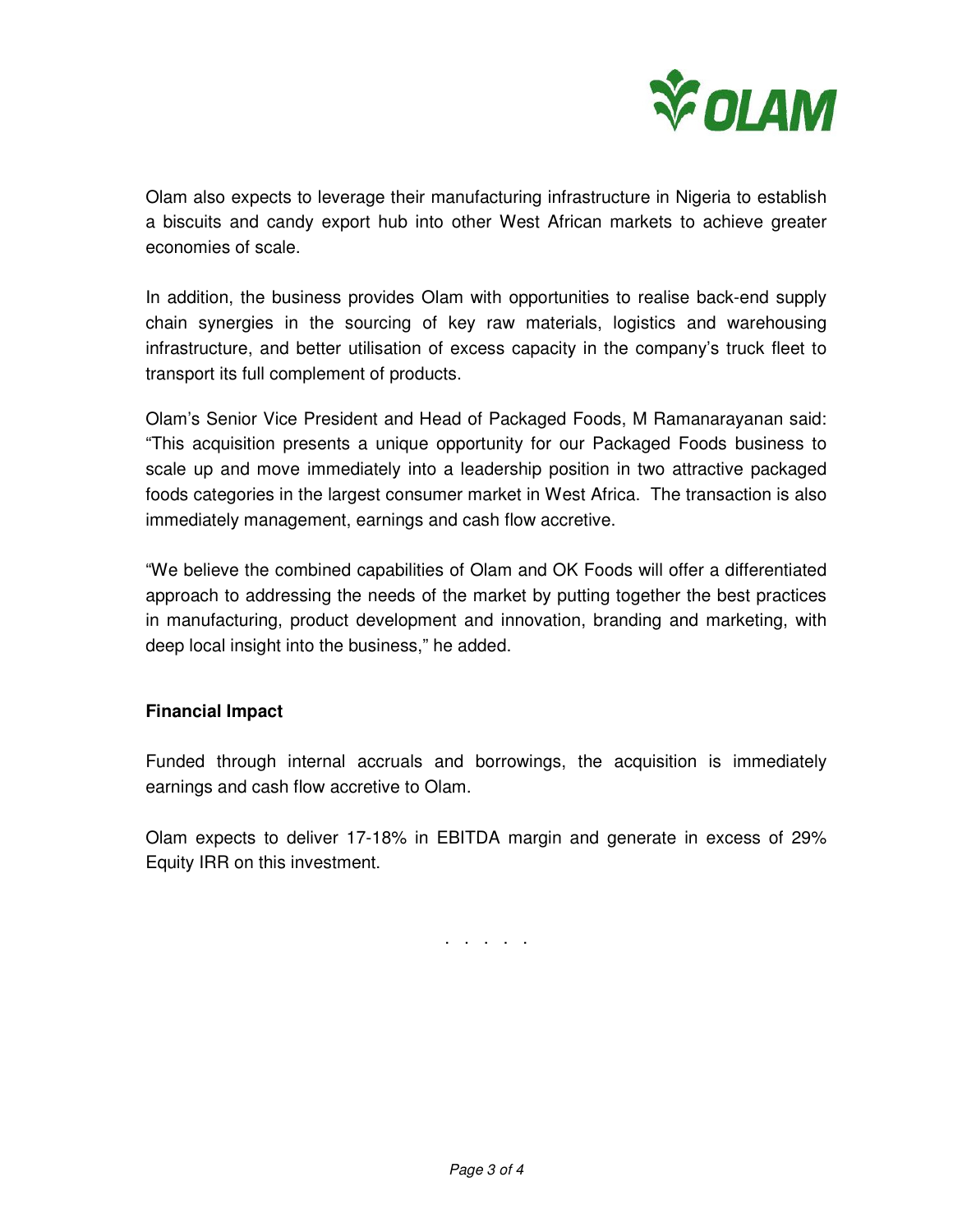Olam also expects to leverage their manufacturing infrastructure in Nigeria to establish a biscuits and candy export hub into other West African markets to achieve greater economies of scale.

In addition, the business provides Olam with opportunities to realise back-end supply chain synergies in the sourcing of key raw materials, logistics and warehousing infrastructure, and better utilisation of excess capacity in the company's truck fleet to transport its full complement of products.

Olam's Senior Vice President and Head of Packaged Foods, M Ramanarayanan said: "This acquisition presents a unique opportunity for our Packaged Foods business to scale up and move immediately into a leadership position in two attractive packaged foods categories in the largest consumer market in West Africa. The transaction is also immediately management, earnings and cash flow accretive.

"We believe the combined capabilities of Olam and OK Foods will offer a differentiated approach to addressing the needs of the market by putting together the best practices in manufacturing, product development and innovation, branding and marketing, with deep local insight into the business," he added.

**Financial Impact**

Funded through internal accruals and borrowings, the acquisition is immediately earnings and cash flow accretive to Olam.

Olam expects to deliver 17-18% in EBITDA margin and generate in excess of 29% Equity IRR on this investment.

. . . . .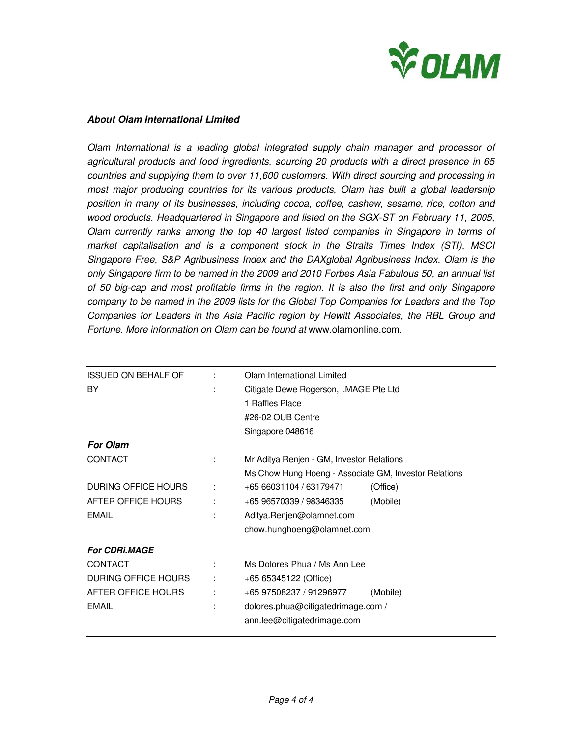### *About Olam International Limited*

*Olam International is a leading global integrated supply chain manager and processor of agricultural products and food ingredients, sourcing 20 products with a direct presence in 65 countries and supplying them to over 11,600 customers. With direct sourcing and processing in most major producing countries for its various products, Olam has built a global leadership position in many of its businesses, including cocoa, coffee, cashew, sesame, rice, cotton and wood products. Headquartered in Singapore and listed on the SGX-ST on February 11, 2005, Olam currently ranks among the top 40 largest listed companies in Singapore in terms of market capitalisation and is a component stock in the Straits Times Index (STI), MSCI Singapore Free, S&P Agribusiness Index and the DAXglobal Agribusiness Index. Olam is the only Singapore firm to be named in the 2009 and 2010 Forbes Asia Fabulous 50, an annual list of 50 big-cap and most profitable firms in the region. It is also the first and only Singapore company to be named in the 2009 lists for the Global Top Companies for Leaders and the Top Companies for Leaders in the Asia Pacific region by Hewitt Associates, the RBL Group and Fortune. More information on Olam can be found at* www.olamonline.com.

| | | |
|---|---|---|
| ISSUED ON BEHALF OF | : | Olam International Limited |
| BY | : | Citigate Dewe Rogerson, i.MAGE Pte Ltd<br>1 Raffles Place<br>#26-02 OUB Centre<br>Singapore 048616 |
| ***For Olam*** | | |
| CONTACT | : | Mr Aditya Renjen - GM, Investor Relations<br>Ms Chow Hung Hoeng - Associate GM, Investor Relations |
| DURING OFFICE HOURS | : | +65 66031104 / 63179471 (Office) |
| AFTER OFFICE HOURS | : | +65 96570339 / 98346335 (Mobile) |
| EMAIL | : | Aditya.Renjen@olamnet.com<br>chow.hunghoeng@olamnet.com |
| ***For CDRi.MAGE*** | | |
| CONTACT | : | Ms Dolores Phua / Ms Ann Lee |
| DURING OFFICE HOURS | : | +65 65345122 (Office) |
| AFTER OFFICE HOURS | : | +65 97508237 / 91296977 (Mobile) |
| EMAIL | : | dolores.phua@citigatedrimage.com /<br>ann.lee@citigatedrimage.com |